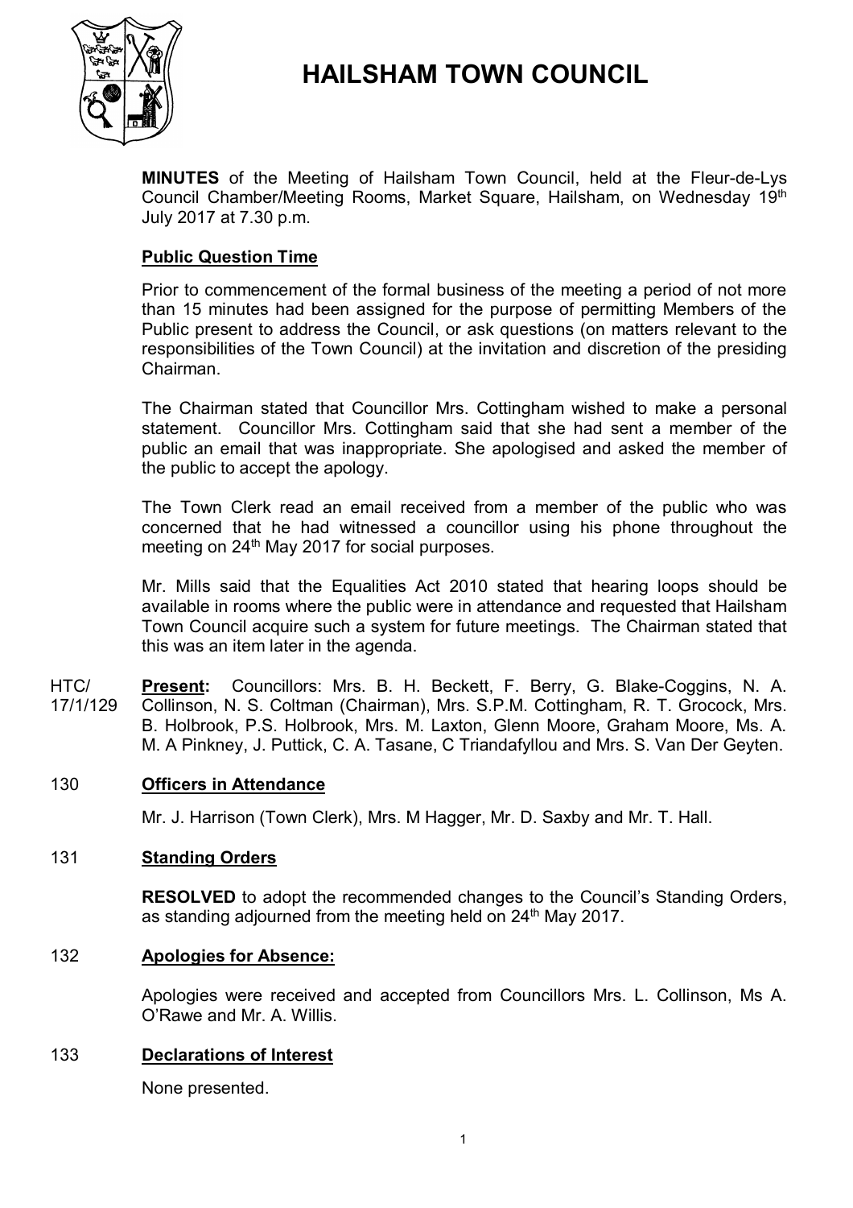# HAILSHAM TOWN COUNCIL

**MINUTES** of the Meeting of Hailsham Town Council, held at the Fleur-de-Lys Council Chamber/Meeting Rooms, Market Square, Hailsham, on Wednesday 19th July 2017 at 7.30 p.m.

## Public Question Time

Prior to commencement of the formal business of the meeting a period of not more than 15 minutes had been assigned for the purpose of permitting Members of the Public present to address the Council, or ask questions (on matters relevant to the responsibilities of the Town Council) at the invitation and discretion of the presiding Chairman.

The Chairman stated that Councillor Mrs. Cottingham wished to make a personal statement. Councillor Mrs. Cottingham said that she had sent a member of the public an email that was inappropriate. She apologised and asked the member of the public to accept the apology.

The Town Clerk read an email received from a member of the public who was concerned that he had witnessed a councillor using his phone throughout the meeting on 24th May 2017 for social purposes.

Mr. Mills said that the Equalities Act 2010 stated that hearing loops should be available in rooms where the public were in attendance and requested that Hailsham Town Council acquire such a system for future meetings. The Chairman stated that this was an item later in the agenda.

HTC/17/1/129 **Present:** Councillors: Mrs. B. H. Beckett, F. Berry, G. Blake-Coggins, N. A. Collinson, N. S. Coltman (Chairman), Mrs. S.P.M. Cottingham, R. T. Grocock, Mrs. B. Holbrook, P.S. Holbrook, Mrs. M. Laxton, Glenn Moore, Graham Moore, Ms. A. M. A Pinkney, J. Puttick, C. A. Tasane, C Triandafyllou and Mrs. S. Van Der Geyten.

## 130 Officers in Attendance

Mr. J. Harrison (Town Clerk), Mrs. M Hagger, Mr. D. Saxby and Mr. T. Hall.

## 131 Standing Orders

**RESOLVED** to adopt the recommended changes to the Council's Standing Orders, as standing adjourned from the meeting held on 24th May 2017.

## 132 Apologies for Absence:

Apologies were received and accepted from Councillors Mrs. L. Collinson, Ms A. O'Rawe and Mr. A. Willis.

## 133 Declarations of Interest

None presented.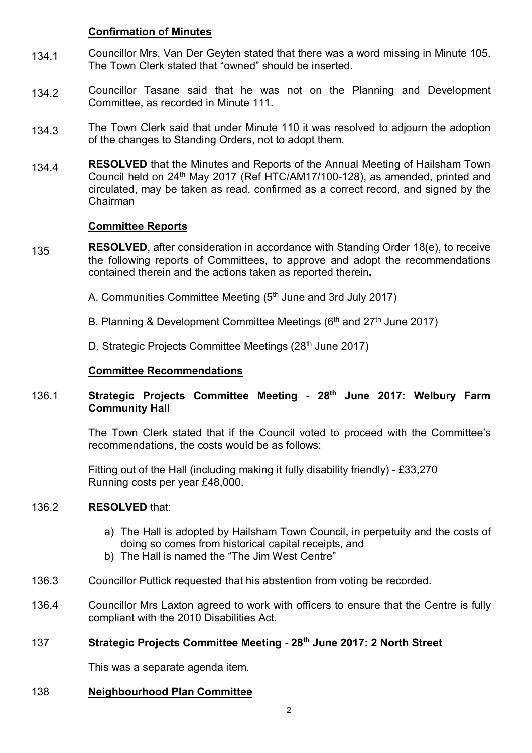**Confirmation of Minutes**

134.1 Councillor Mrs. Van Der Geyten stated that there was a word missing in Minute 105. The Town Clerk stated that "owned" should be inserted.

134.2 Councillor Tasane said that he was not on the Planning and Development Committee, as recorded in Minute 111.

134.3 The Town Clerk said that under Minute 110 it was resolved to adjourn the adoption of the changes to Standing Orders, not to adopt them.

134.4 **RESOLVED** that the Minutes and Reports of the Annual Meeting of Hailsham Town Council held on 24th May 2017 (Ref HTC/AM17/100-128), as amended, printed and circulated, may be taken as read, confirmed as a correct record, and signed by the Chairman

**Committee Reports**

135 **RESOLVED**, after consideration in accordance with Standing Order 18(e), to receive the following reports of Committees, to approve and adopt the recommendations contained therein and the actions taken as reported therein**.**

A. Communities Committee Meeting (5th June and 3rd July 2017)

B. Planning & Development Committee Meetings (6th and 27th June 2017)

D. Strategic Projects Committee Meetings (28th June 2017)

**Committee Recommendations**

136.1 **Strategic Projects Committee Meeting - 28th June 2017: Welbury Farm Community Hall**

The Town Clerk stated that if the Council voted to proceed with the Committee's recommendations, the costs would be as follows:

Fitting out of the Hall (including making it fully disability friendly) - £33,270
Running costs per year £48,000.

136.2 **RESOLVED** that:

a) The Hall is adopted by Hailsham Town Council, in perpetuity and the costs of doing so comes from historical capital receipts, and
b) The Hall is named the "The Jim West Centre"

136.3 Councillor Puttick requested that his abstention from voting be recorded.

136.4 Councillor Mrs Laxton agreed to work with officers to ensure that the Centre is fully compliant with the 2010 Disabilities Act.

137 **Strategic Projects Committee Meeting - 28th June 2017: 2 North Street**

This was a separate agenda item.

138 **Neighbourhood Plan Committee**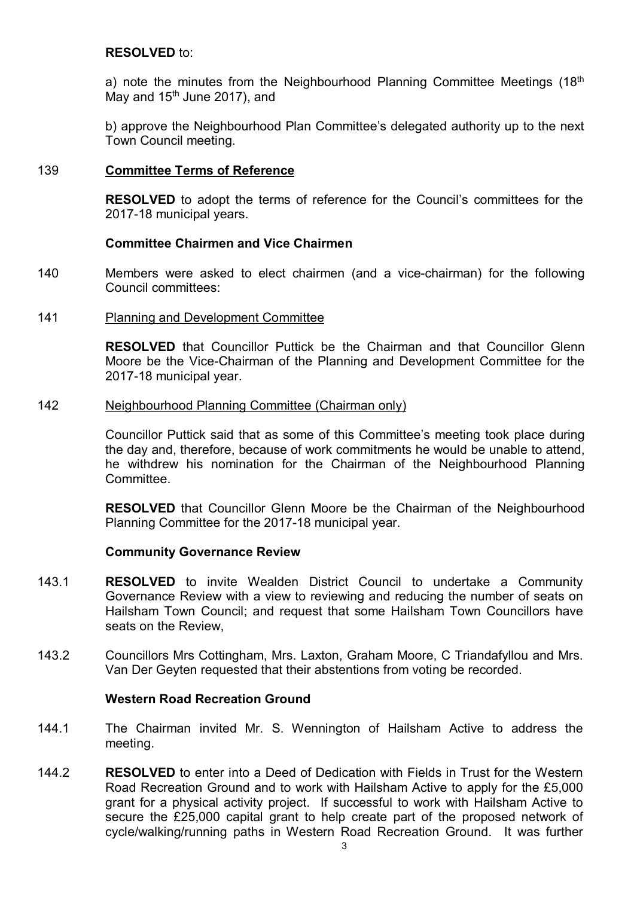**RESOLVED** to:

a) note the minutes from the Neighbourhood Planning Committee Meetings (18th May and 15th June 2017), and

b) approve the Neighbourhood Plan Committee's delegated authority up to the next Town Council meeting.

139 **Committee Terms of Reference**

**RESOLVED** to adopt the terms of reference for the Council's committees for the 2017-18 municipal years.

**Committee Chairmen and Vice Chairmen**

140 Members were asked to elect chairmen (and a vice-chairman) for the following Council committees:

141 Planning and Development Committee

**RESOLVED** that Councillor Puttick be the Chairman and that Councillor Glenn Moore be the Vice-Chairman of the Planning and Development Committee for the 2017-18 municipal year.

142 Neighbourhood Planning Committee (Chairman only)

Councillor Puttick said that as some of this Committee's meeting took place during the day and, therefore, because of work commitments he would be unable to attend, he withdrew his nomination for the Chairman of the Neighbourhood Planning Committee.

**RESOLVED** that Councillor Glenn Moore be the Chairman of the Neighbourhood Planning Committee for the 2017-18 municipal year.

**Community Governance Review**

143.1 **RESOLVED** to invite Wealden District Council to undertake a Community Governance Review with a view to reviewing and reducing the number of seats on Hailsham Town Council; and request that some Hailsham Town Councillors have seats on the Review,

143.2 Councillors Mrs Cottingham, Mrs. Laxton, Graham Moore, C Triandafyllou and Mrs. Van Der Geyten requested that their abstentions from voting be recorded.

**Western Road Recreation Ground**

144.1 The Chairman invited Mr. S. Wennington of Hailsham Active to address the meeting.

144.2 **RESOLVED** to enter into a Deed of Dedication with Fields in Trust for the Western Road Recreation Ground and to work with Hailsham Active to apply for the £5,000 grant for a physical activity project. If successful to work with Hailsham Active to secure the £25,000 capital grant to help create part of the proposed network of cycle/walking/running paths in Western Road Recreation Ground. It was further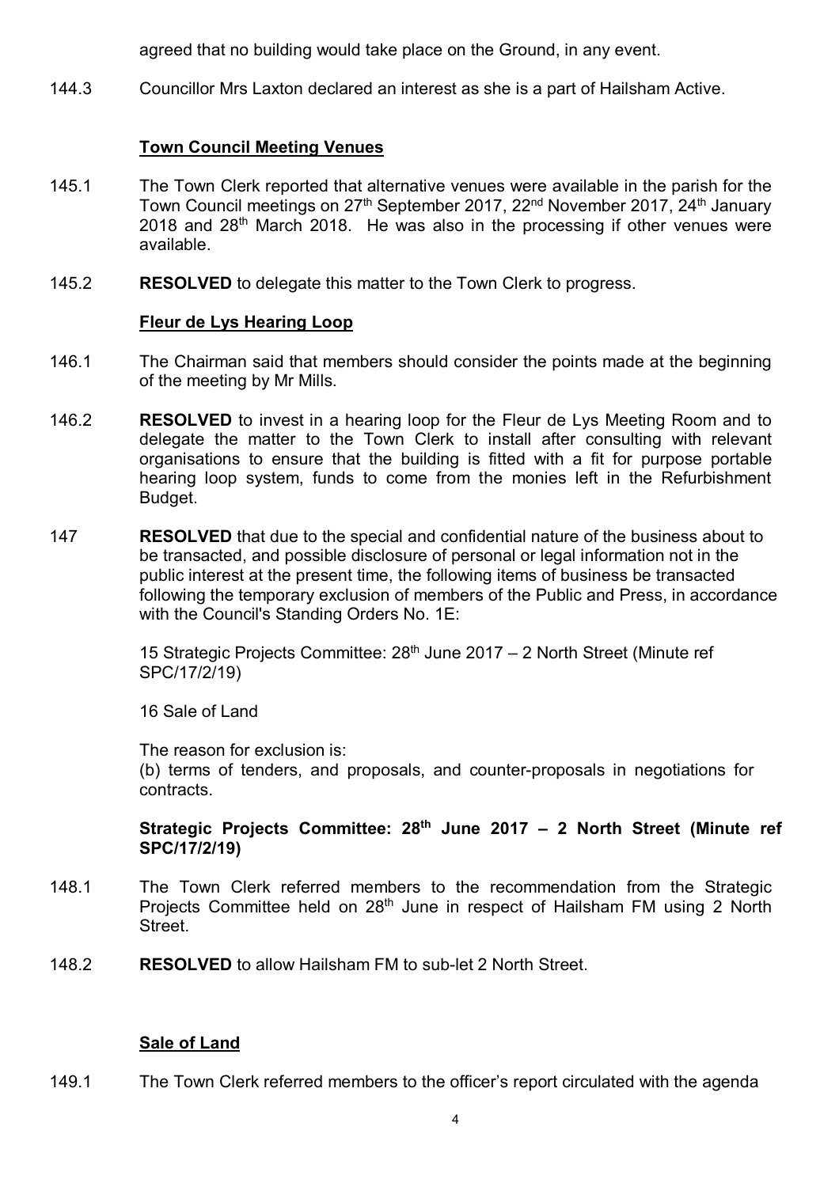agreed that no building would take place on the Ground, in any event.

144.3 Councillor Mrs Laxton declared an interest as she is a part of Hailsham Active.

**Town Council Meeting Venues**

145.1 The Town Clerk reported that alternative venues were available in the parish for the Town Council meetings on 27th September 2017, 22nd November 2017, 24th January 2018 and 28th March 2018. He was also in the processing if other venues were available.

145.2 **RESOLVED** to delegate this matter to the Town Clerk to progress.

**Fleur de Lys Hearing Loop**

146.1 The Chairman said that members should consider the points made at the beginning of the meeting by Mr Mills.

146.2 **RESOLVED** to invest in a hearing loop for the Fleur de Lys Meeting Room and to delegate the matter to the Town Clerk to install after consulting with relevant organisations to ensure that the building is fitted with a fit for purpose portable hearing loop system, funds to come from the monies left in the Refurbishment Budget.

147 **RESOLVED** that due to the special and confidential nature of the business about to be transacted, and possible disclosure of personal or legal information not in the public interest at the present time, the following items of business be transacted following the temporary exclusion of members of the Public and Press, in accordance with the Council's Standing Orders No. 1E:

15 Strategic Projects Committee: 28th June 2017 – 2 North Street (Minute ref SPC/17/2/19)

16 Sale of Land

The reason for exclusion is:
(b) terms of tenders, and proposals, and counter-proposals in negotiations for contracts.

**Strategic Projects Committee: 28th June 2017 – 2 North Street (Minute ref SPC/17/2/19)**

148.1 The Town Clerk referred members to the recommendation from the Strategic Projects Committee held on 28th June in respect of Hailsham FM using 2 North Street.

148.2 **RESOLVED** to allow Hailsham FM to sub-let 2 North Street.

**Sale of Land**

149.1 The Town Clerk referred members to the officer's report circulated with the agenda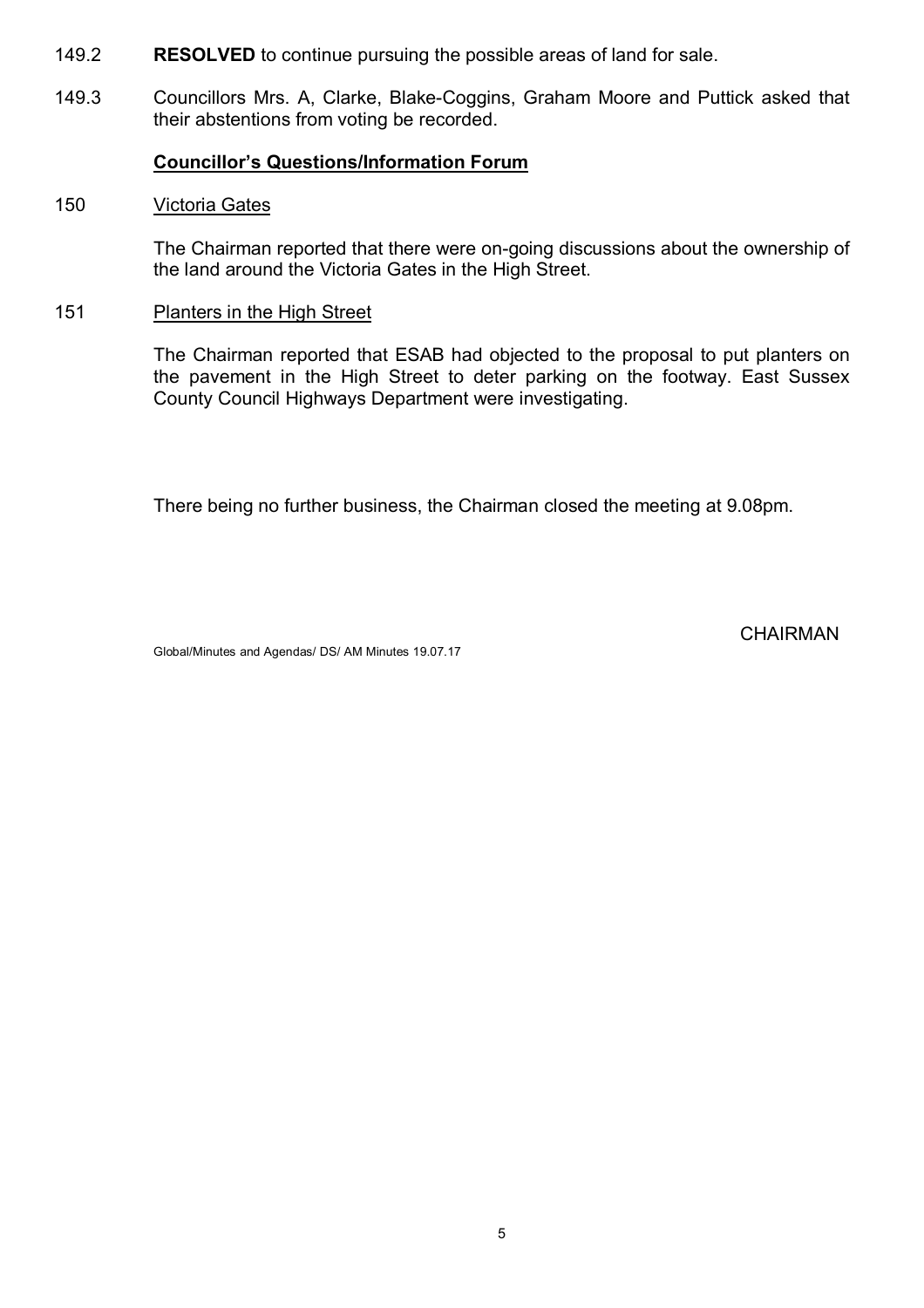149.2 **RESOLVED** to continue pursuing the possible areas of land for sale.

149.3 Councillors Mrs. A, Clarke, Blake-Coggins, Graham Moore and Puttick asked that their abstentions from voting be recorded.

**Councillor's Questions/Information Forum**

150 Victoria Gates

The Chairman reported that there were on-going discussions about the ownership of the land around the Victoria Gates in the High Street.

151 Planters in the High Street

The Chairman reported that ESAB had objected to the proposal to put planters on the pavement in the High Street to deter parking on the footway. East Sussex County Council Highways Department were investigating.

There being no further business, the Chairman closed the meeting at 9.08pm.

CHAIRMAN

Global/Minutes and Agendas/ DS/ AM Minutes 19.07.17